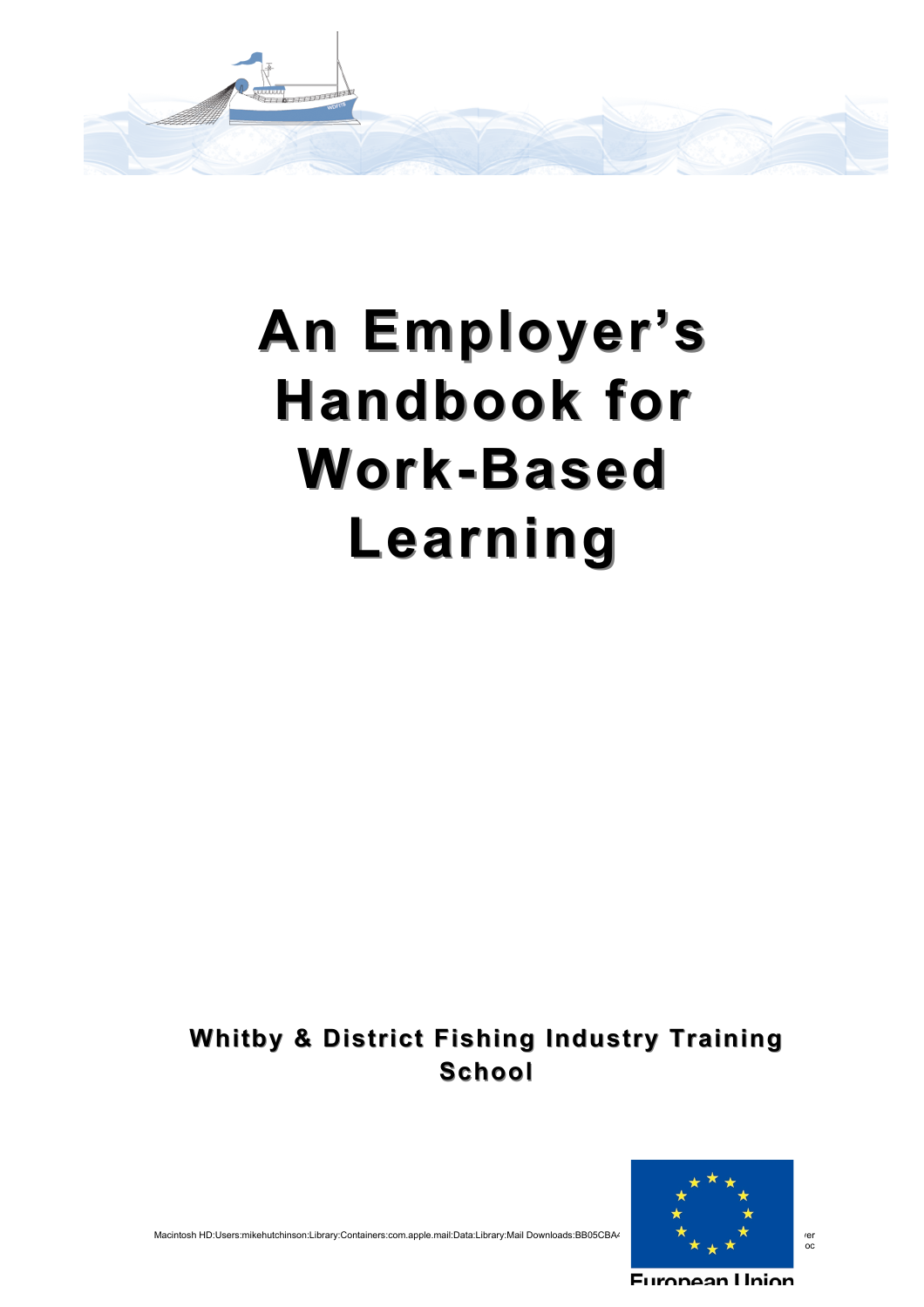# An Employer's Handbook for Work-Based Learning

**Whitby & District Fishing Industry Training School**

Macintosh HD:Users:mikehutchinson:Library:Containers:com.apple.mail:Data:Library:Mail Downloads:BB05CBA

European Union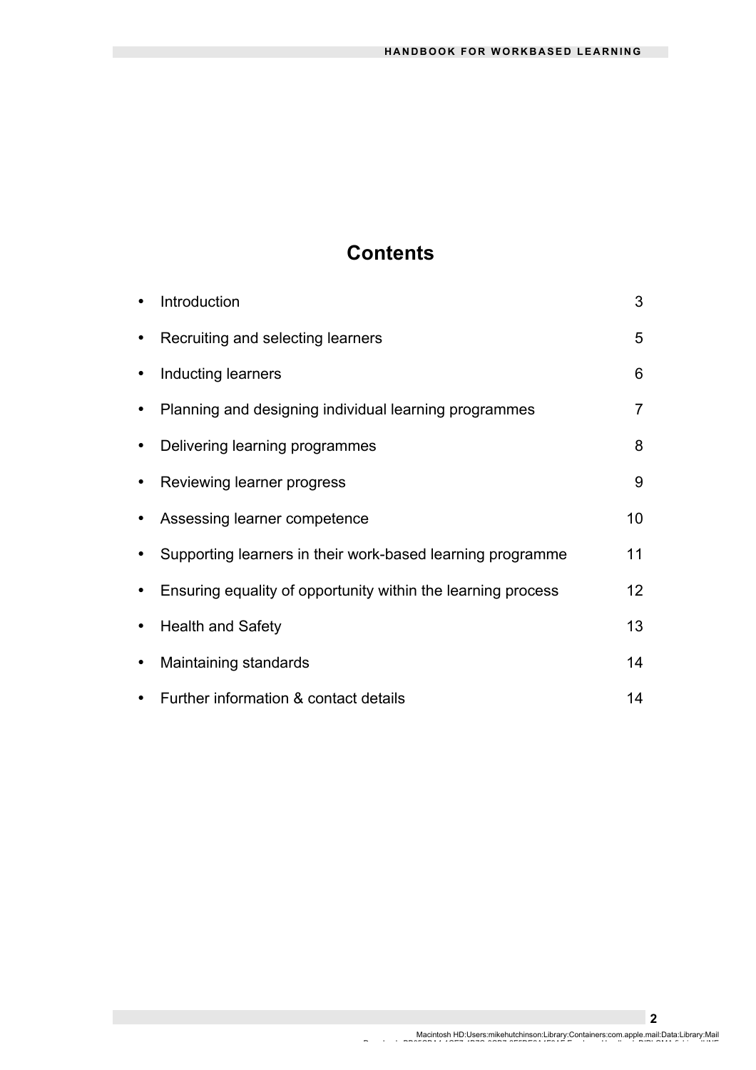# Contents

| | |
|---|---|
| • Introduction | 3 |
| • Recruiting and selecting learners | 5 |
| • Inducting learners | 6 |
| • Planning and designing individual learning programmes | 7 |
| • Delivering learning programmes | 8 |
| • Reviewing learner progress | 9 |
| • Assessing learner competence | 10 |
| • Supporting learners in their work-based learning programme | 11 |
| • Ensuring equality of opportunity within the learning process | 12 |
| • Health and Safety | 13 |
| • Maintaining standards | 14 |
| • Further information & contact details | 14 |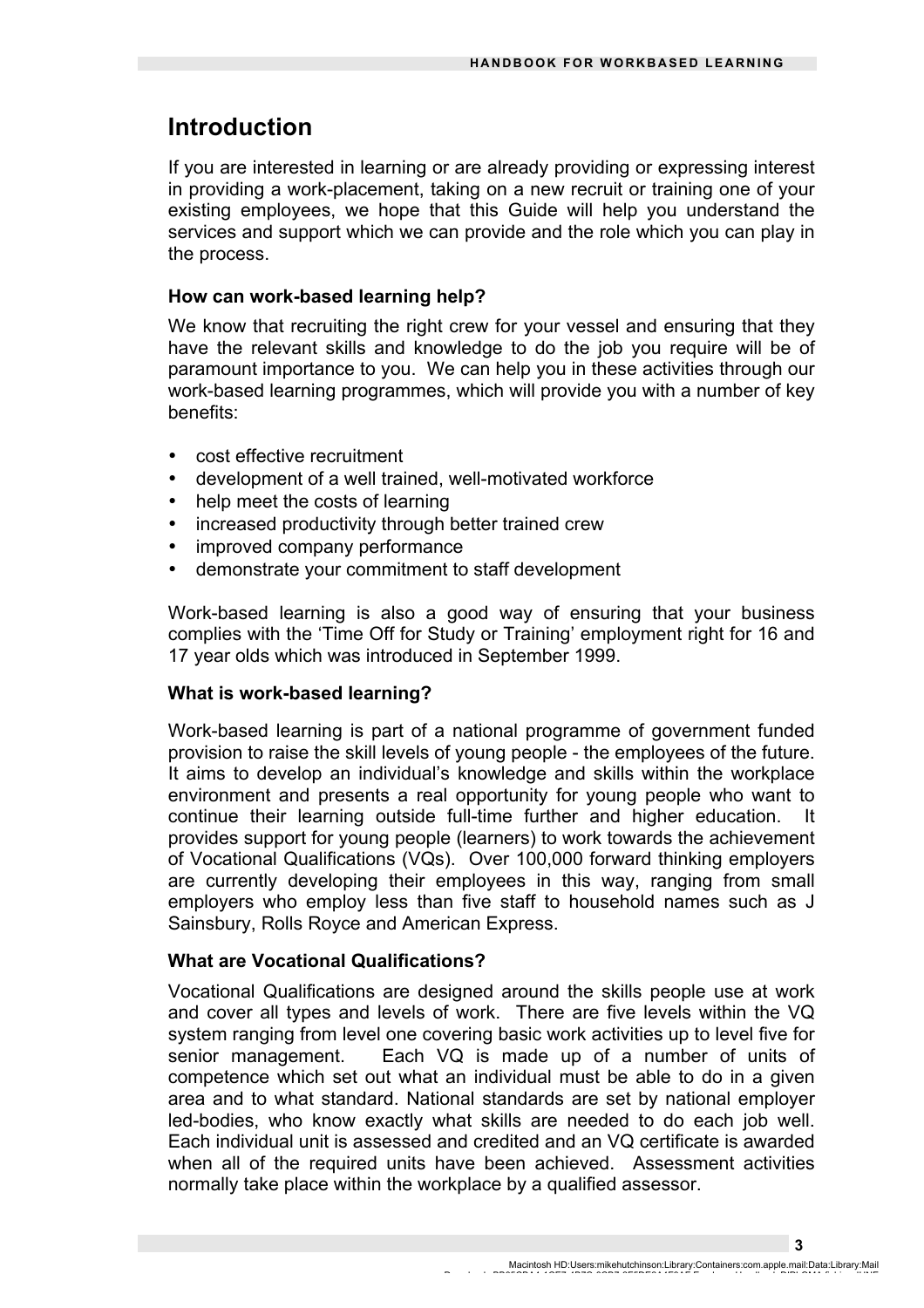# Introduction

If you are interested in learning or are already providing or expressing interest in providing a work-placement, taking on a new recruit or training one of your existing employees, we hope that this Guide will help you understand the services and support which we can provide and the role which you can play in the process.

### How can work-based learning help?

We know that recruiting the right crew for your vessel and ensuring that they have the relevant skills and knowledge to do the job you require will be of paramount importance to you. We can help you in these activities through our work-based learning programmes, which will provide you with a number of key benefits:

- cost effective recruitment
- development of a well trained, well-motivated workforce
- help meet the costs of learning
- increased productivity through better trained crew
- improved company performance
- demonstrate your commitment to staff development

Work-based learning is also a good way of ensuring that your business complies with the 'Time Off for Study or Training' employment right for 16 and 17 year olds which was introduced in September 1999.

### What is work-based learning?

Work-based learning is part of a national programme of government funded provision to raise the skill levels of young people - the employees of the future. It aims to develop an individual's knowledge and skills within the workplace environment and presents a real opportunity for young people who want to continue their learning outside full-time further and higher education. It provides support for young people (learners) to work towards the achievement of Vocational Qualifications (VQs). Over 100,000 forward thinking employers are currently developing their employees in this way, ranging from small employers who employ less than five staff to household names such as J Sainsbury, Rolls Royce and American Express.

### What are Vocational Qualifications?

Vocational Qualifications are designed around the skills people use at work and cover all types and levels of work. There are five levels within the VQ system ranging from level one covering basic work activities up to level five for senior management. Each VQ is made up of a number of units of competence which set out what an individual must be able to do in a given area and to what standard. National standards are set by national employer led-bodies, who know exactly what skills are needed to do each job well. Each individual unit is assessed and credited and an VQ certificate is awarded when all of the required units have been achieved. Assessment activities normally take place within the workplace by a qualified assessor.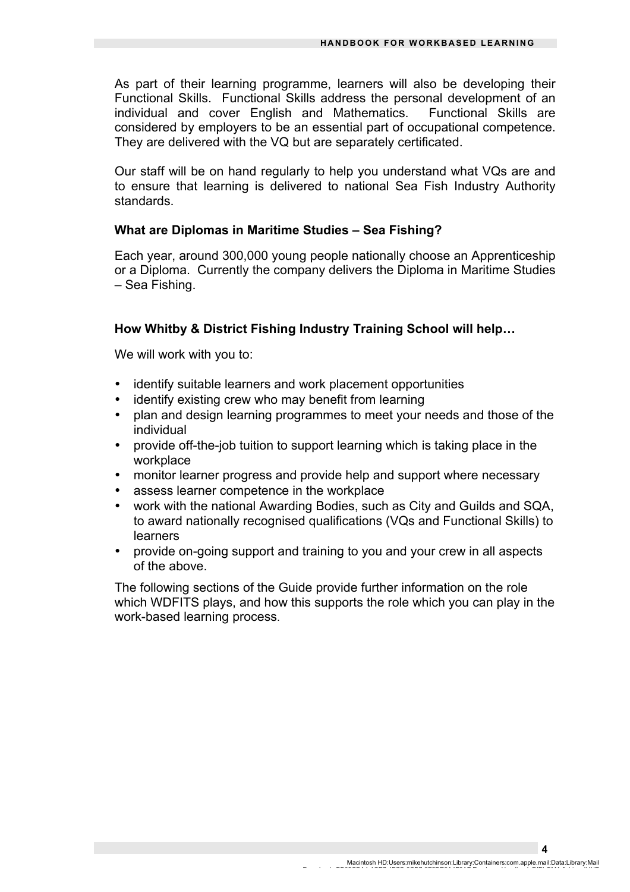As part of their learning programme, learners will also be developing their Functional Skills. Functional Skills address the personal development of an individual and cover English and Mathematics. Functional Skills are considered by employers to be an essential part of occupational competence. They are delivered with the VQ but are separately certificated.

Our staff will be on hand regularly to help you understand what VQs are and to ensure that learning is delivered to national Sea Fish Industry Authority standards.

**What are Diplomas in Maritime Studies – Sea Fishing?**

Each year, around 300,000 young people nationally choose an Apprenticeship or a Diploma. Currently the company delivers the Diploma in Maritime Studies – Sea Fishing.

**How Whitby & District Fishing Industry Training School will help…**

We will work with you to:

- identify suitable learners and work placement opportunities
- identify existing crew who may benefit from learning
- plan and design learning programmes to meet your needs and those of the individual
- provide off-the-job tuition to support learning which is taking place in the workplace
- monitor learner progress and provide help and support where necessary
- assess learner competence in the workplace
- work with the national Awarding Bodies, such as City and Guilds and SQA, to award nationally recognised qualifications (VQs and Functional Skills) to learners
- provide on-going support and training to you and your crew in all aspects of the above.

The following sections of the Guide provide further information on the role which WDFITS plays, and how this supports the role which you can play in the work-based learning process.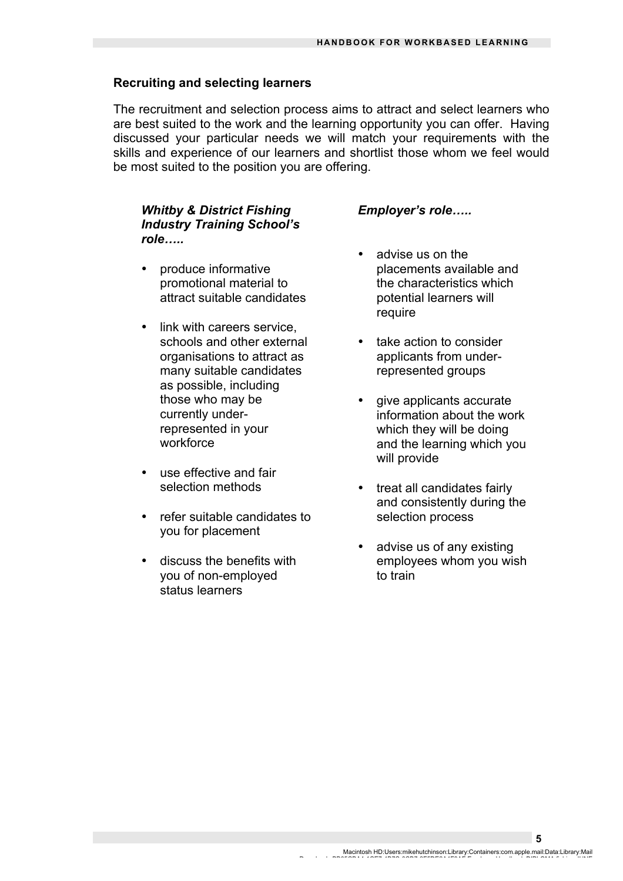### Recruiting and selecting learners

The recruitment and selection process aims to attract and select learners who are best suited to the work and the learning opportunity you can offer. Having discussed your particular needs we will match your requirements with the skills and experience of our learners and shortlist those whom we feel would be most suited to the position you are offering.

***Whitby & District Fishing Industry Training School's role…..***

- produce informative promotional material to attract suitable candidates
- link with careers service, schools and other external organisations to attract as many suitable candidates as possible, including those who may be currently under-represented in your workforce
- use effective and fair selection methods
- refer suitable candidates to you for placement
- discuss the benefits with you of non-employed status learners

***Employer's role…..***

- advise us on the placements available and the characteristics which potential learners will require
- take action to consider applicants from under-represented groups
- give applicants accurate information about the work which they will be doing and the learning which you will provide
- treat all candidates fairly and consistently during the selection process
- advise us of any existing employees whom you wish to train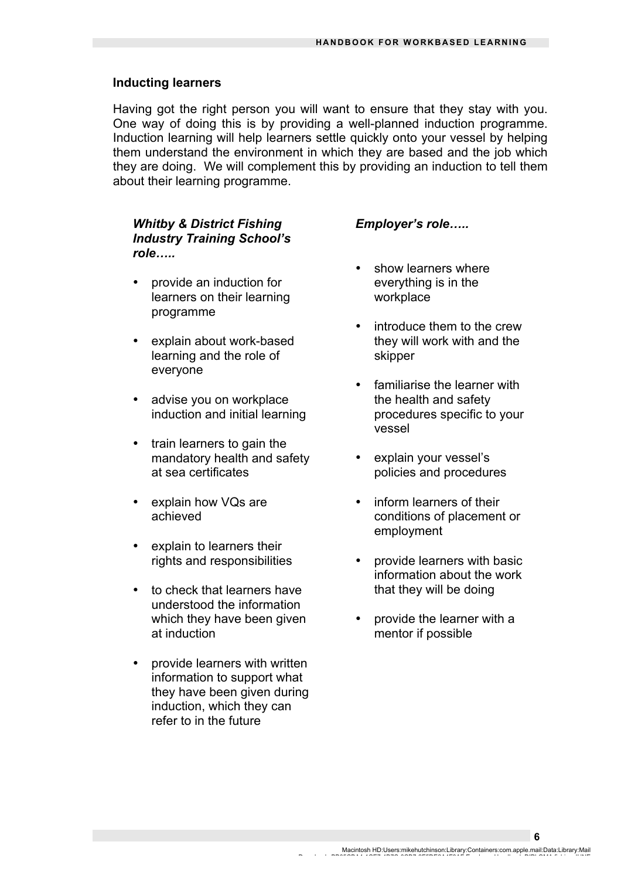## Inducting learners

Having got the right person you will want to ensure that they stay with you. One way of doing this is by providing a well-planned induction programme. Induction learning will help learners settle quickly onto your vessel by helping them understand the environment in which they are based and the job which they are doing. We will complement this by providing an induction to tell them about their learning programme.

***Whitby & District Fishing Industry Training School's role…..***

- provide an induction for learners on their learning programme
- explain about work-based learning and the role of everyone
- advise you on workplace induction and initial learning
- train learners to gain the mandatory health and safety at sea certificates
- explain how VQs are achieved
- explain to learners their rights and responsibilities
- to check that learners have understood the information which they have been given at induction
- provide learners with written information to support what they have been given during induction, which they can refer to in the future

***Employer's role…..***

- show learners where everything is in the workplace
- introduce them to the crew they will work with and the skipper
- familiarise the learner with the health and safety procedures specific to your vessel
- explain your vessel's policies and procedures
- inform learners of their conditions of placement or employment
- provide learners with basic information about the work that they will be doing
- provide the learner with a mentor if possible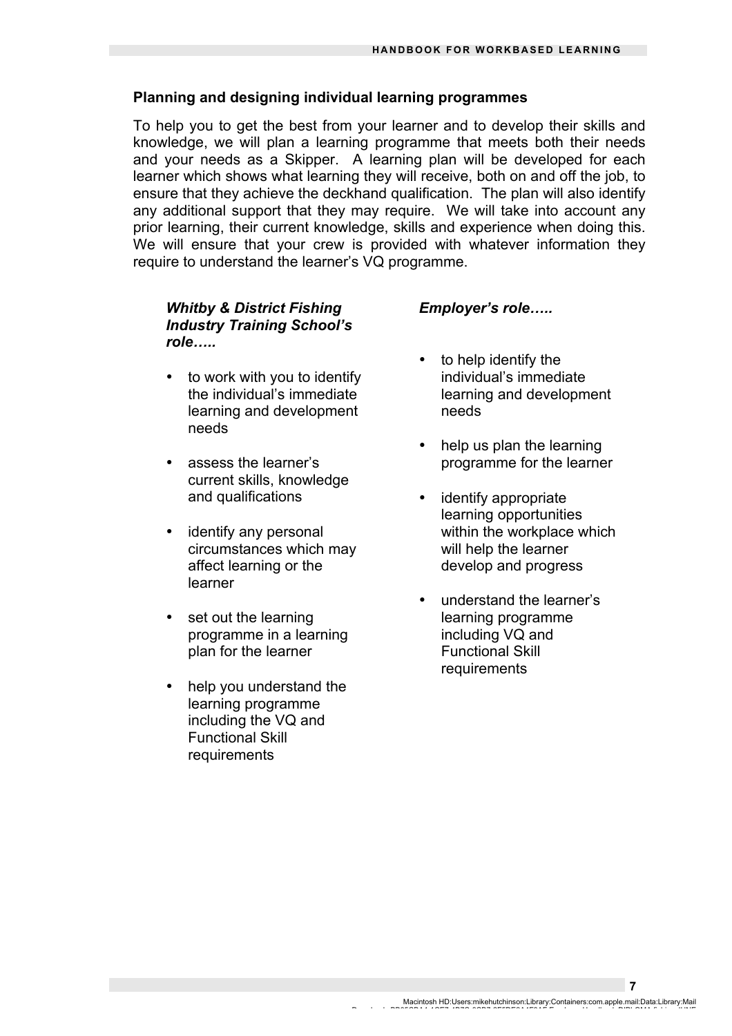## Planning and designing individual learning programmes

To help you to get the best from your learner and to develop their skills and knowledge, we will plan a learning programme that meets both their needs and your needs as a Skipper. A learning plan will be developed for each learner which shows what learning they will receive, both on and off the job, to ensure that they achieve the deckhand qualification. The plan will also identify any additional support that they may require. We will take into account any prior learning, their current knowledge, skills and experience when doing this. We will ensure that your crew is provided with whatever information they require to understand the learner's VQ programme.

***Whitby & District Fishing Industry Training School's role…..***

- to work with you to identify the individual's immediate learning and development needs
- assess the learner's current skills, knowledge and qualifications
- identify any personal circumstances which may affect learning or the learner
- set out the learning programme in a learning plan for the learner
- help you understand the learning programme including the VQ and Functional Skill requirements

***Employer's role…..***

- to help identify the individual's immediate learning and development needs
- help us plan the learning programme for the learner
- identify appropriate learning opportunities within the workplace which will help the learner develop and progress
- understand the learner's learning programme including VQ and Functional Skill requirements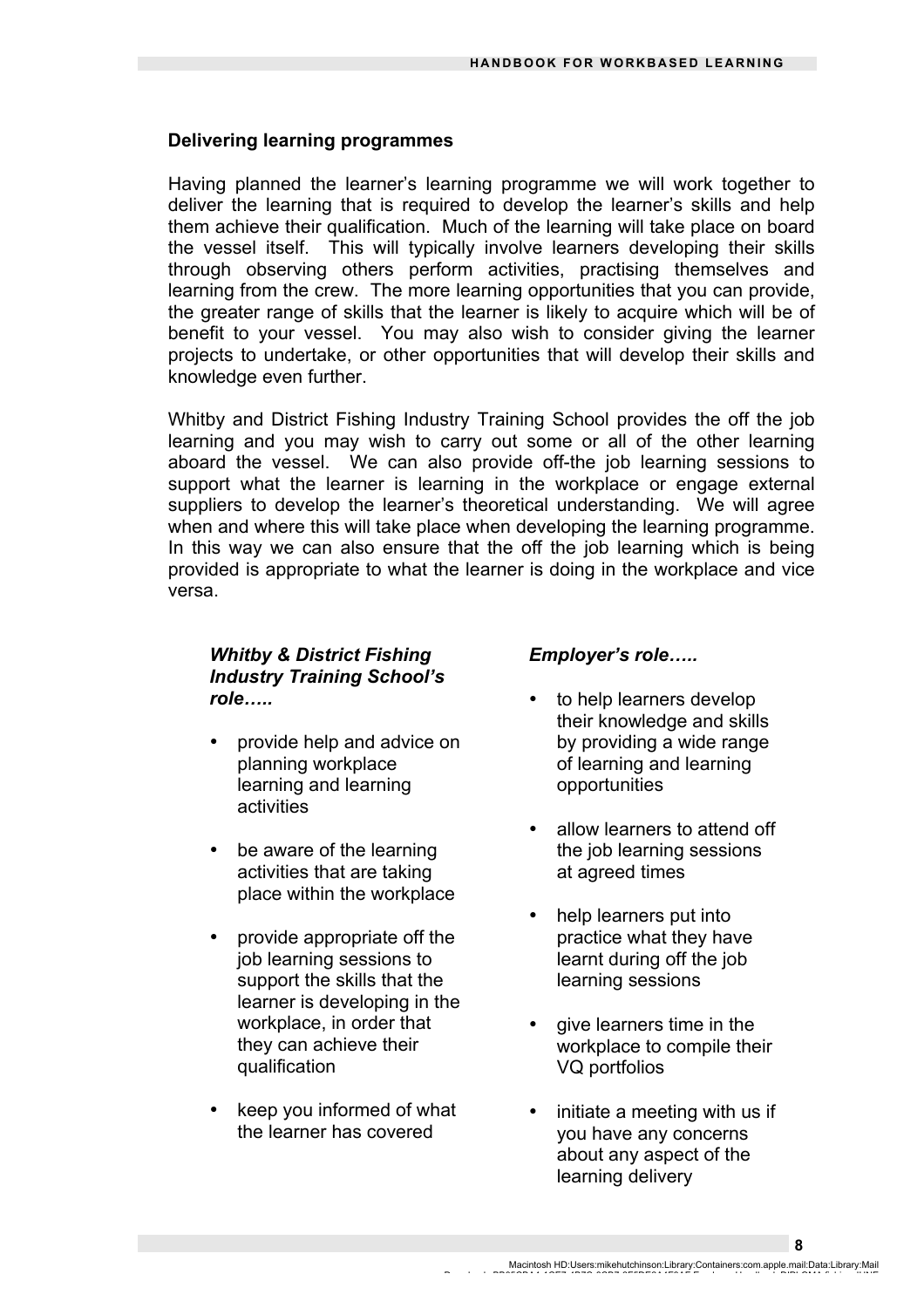## Delivering learning programmes

Having planned the learner's learning programme we will work together to deliver the learning that is required to develop the learner's skills and help them achieve their qualification. Much of the learning will take place on board the vessel itself. This will typically involve learners developing their skills through observing others perform activities, practising themselves and learning from the crew. The more learning opportunities that you can provide, the greater range of skills that the learner is likely to acquire which will be of benefit to your vessel. You may also wish to consider giving the learner projects to undertake, or other opportunities that will develop their skills and knowledge even further.

Whitby and District Fishing Industry Training School provides the off the job learning and you may wish to carry out some or all of the other learning aboard the vessel. We can also provide off-the job learning sessions to support what the learner is learning in the workplace or engage external suppliers to develop the learner's theoretical understanding. We will agree when and where this will take place when developing the learning programme. In this way we can also ensure that the off the job learning which is being provided is appropriate to what the learner is doing in the workplace and vice versa.

***Whitby & District Fishing Industry Training School's role…..***

- provide help and advice on planning workplace learning and learning activities
- be aware of the learning activities that are taking place within the workplace
- provide appropriate off the job learning sessions to support the skills that the learner is developing in the workplace, in order that they can achieve their qualification
- keep you informed of what the learner has covered

***Employer's role…..***

- to help learners develop their knowledge and skills by providing a wide range of learning and learning opportunities
- allow learners to attend off the job learning sessions at agreed times
- help learners put into practice what they have learnt during off the job learning sessions
- give learners time in the workplace to compile their VQ portfolios
- initiate a meeting with us if you have any concerns about any aspect of the learning delivery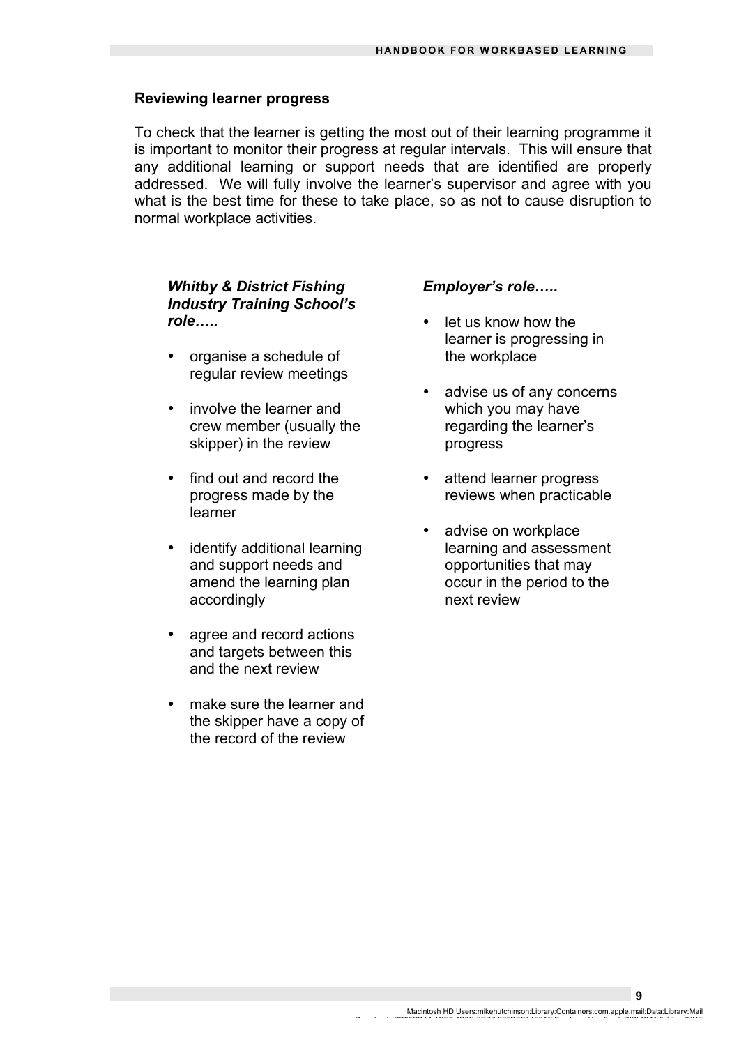## Reviewing learner progress

To check that the learner is getting the most out of their learning programme it is important to monitor their progress at regular intervals. This will ensure that any additional learning or support needs that are identified are properly addressed. We will fully involve the learner's supervisor and agree with you what is the best time for these to take place, so as not to cause disruption to normal workplace activities.

***Whitby & District Fishing Industry Training School's role…..***

- organise a schedule of regular review meetings
- involve the learner and crew member (usually the skipper) in the review
- find out and record the progress made by the learner
- identify additional learning and support needs and amend the learning plan accordingly
- agree and record actions and targets between this and the next review
- make sure the learner and the skipper have a copy of the record of the review

***Employer's role…..***

- let us know how the learner is progressing in the workplace
- advise us of any concerns which you may have regarding the learner's progress
- attend learner progress reviews when practicable
- advise on workplace learning and assessment opportunities that may occur in the period to the next review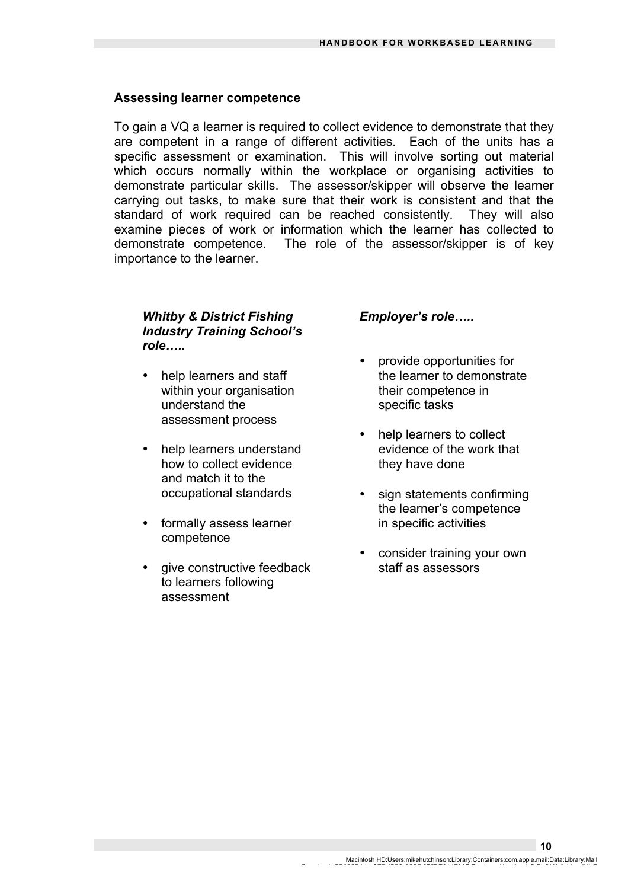### Assessing learner competence

To gain a VQ a learner is required to collect evidence to demonstrate that they are competent in a range of different activities. Each of the units has a specific assessment or examination. This will involve sorting out material which occurs normally within the workplace or organising activities to demonstrate particular skills. The assessor/skipper will observe the learner carrying out tasks, to make sure that their work is consistent and that the standard of work required can be reached consistently. They will also examine pieces of work or information which the learner has collected to demonstrate competence. The role of the assessor/skipper is of key importance to the learner.

***Whitby & District Fishing Industry Training School's role…..***

- help learners and staff within your organisation understand the assessment process
- help learners understand how to collect evidence and match it to the occupational standards
- formally assess learner competence
- give constructive feedback to learners following assessment

***Employer's role…..***

- provide opportunities for the learner to demonstrate their competence in specific tasks
- help learners to collect evidence of the work that they have done
- sign statements confirming the learner's competence in specific activities
- consider training your own staff as assessors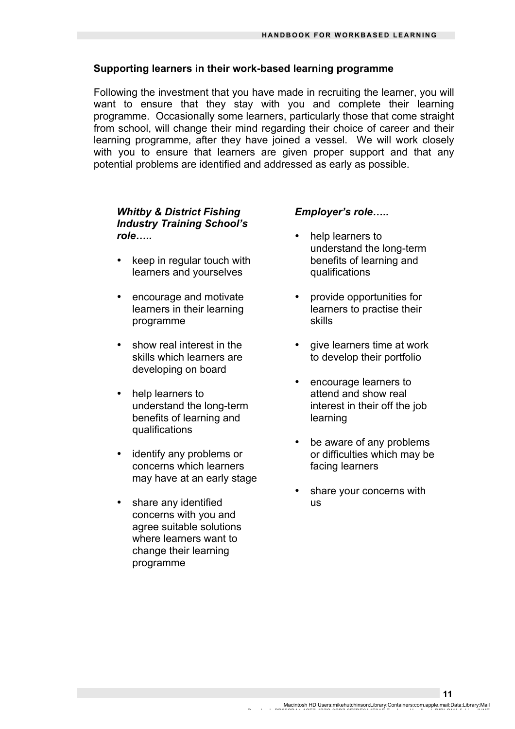## Supporting learners in their work-based learning programme

Following the investment that you have made in recruiting the learner, you will want to ensure that they stay with you and complete their learning programme. Occasionally some learners, particularly those that come straight from school, will change their mind regarding their choice of career and their learning programme, after they have joined a vessel. We will work closely with you to ensure that learners are given proper support and that any potential problems are identified and addressed as early as possible.

***Whitby & District Fishing Industry Training School's role…..***

- keep in regular touch with learners and yourselves
- encourage and motivate learners in their learning programme
- show real interest in the skills which learners are developing on board
- help learners to understand the long-term benefits of learning and qualifications
- identify any problems or concerns which learners may have at an early stage
- share any identified concerns with you and agree suitable solutions where learners want to change their learning programme

***Employer's role…..***

- help learners to understand the long-term benefits of learning and qualifications
- provide opportunities for learners to practise their skills
- give learners time at work to develop their portfolio
- encourage learners to attend and show real interest in their off the job learning
- be aware of any problems or difficulties which may be facing learners
- share your concerns with us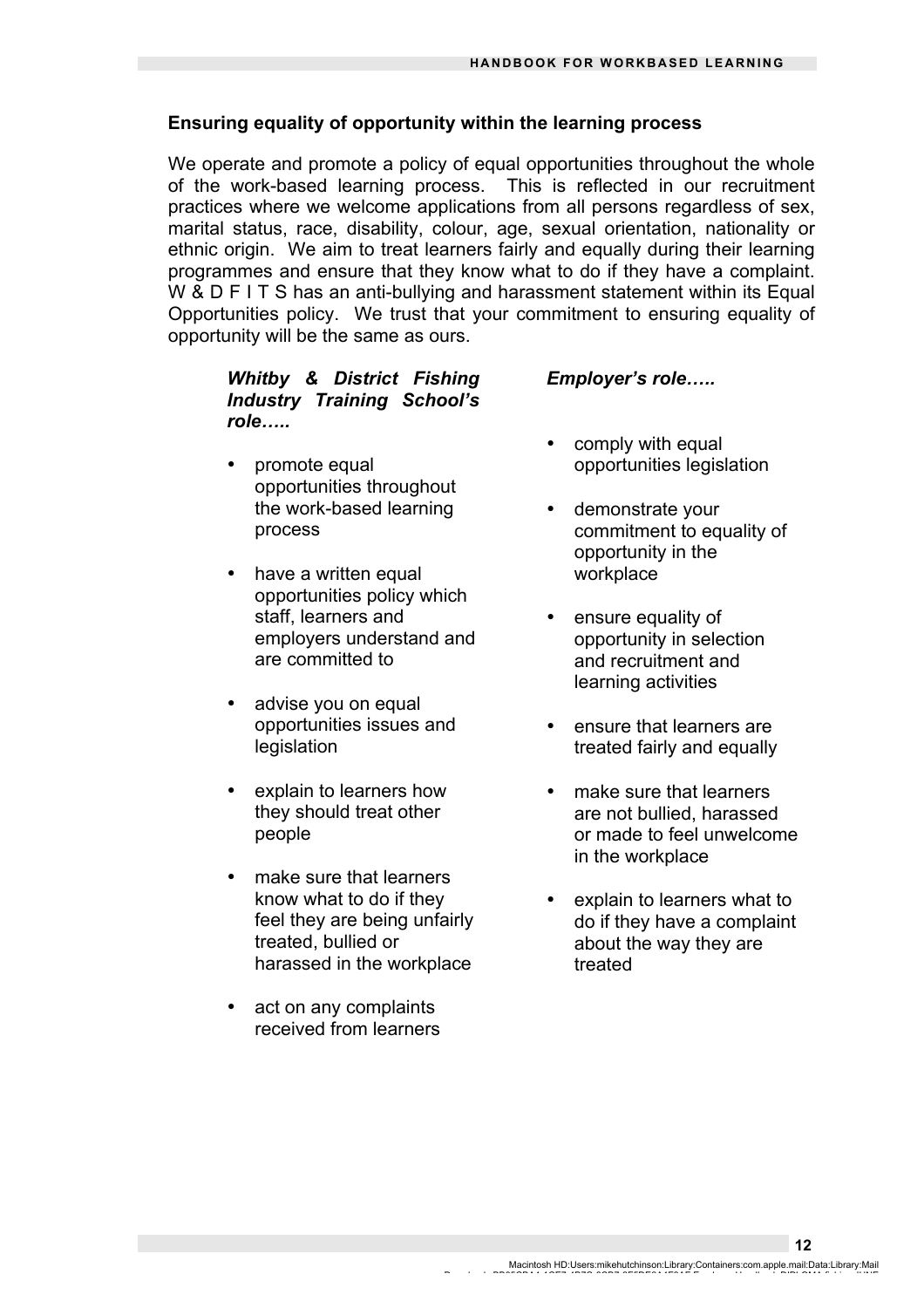## Ensuring equality of opportunity within the learning process

We operate and promote a policy of equal opportunities throughout the whole of the work-based learning process. This is reflected in our recruitment practices where we welcome applications from all persons regardless of sex, marital status, race, disability, colour, age, sexual orientation, nationality or ethnic origin. We aim to treat learners fairly and equally during their learning programmes and ensure that they know what to do if they have a complaint. W & D F I T S has an anti-bullying and harassment statement within its Equal Opportunities policy. We trust that your commitment to ensuring equality of opportunity will be the same as ours.

***Whitby & District Fishing Industry Training School's role…..***

- promote equal opportunities throughout the work-based learning process
- have a written equal opportunities policy which staff, learners and employers understand and are committed to
- advise you on equal opportunities issues and legislation
- explain to learners how they should treat other people
- make sure that learners know what to do if they feel they are being unfairly treated, bullied or harassed in the workplace
- act on any complaints received from learners

***Employer's role…..***

- comply with equal opportunities legislation
- demonstrate your commitment to equality of opportunity in the workplace
- ensure equality of opportunity in selection and recruitment and learning activities
- ensure that learners are treated fairly and equally
- make sure that learners are not bullied, harassed or made to feel unwelcome in the workplace
- explain to learners what to do if they have a complaint about the way they are treated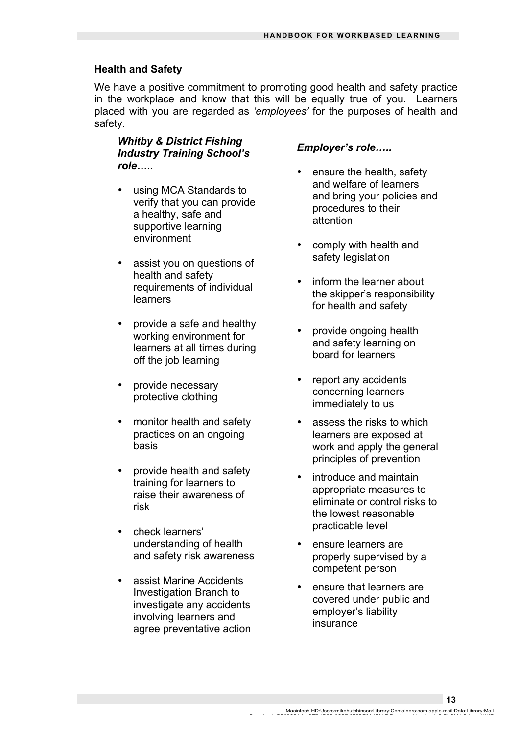## Health and Safety

We have a positive commitment to promoting good health and safety practice in the workplace and know that this will be equally true of you. Learners placed with you are regarded as *'employees'* for the purposes of health and safety.

### *Whitby & District Fishing Industry Training School's role…..*

- using MCA Standards to verify that you can provide a healthy, safe and supportive learning environment
- assist you on questions of health and safety requirements of individual learners
- provide a safe and healthy working environment for learners at all times during off the job learning
- provide necessary protective clothing
- monitor health and safety practices on an ongoing basis
- provide health and safety training for learners to raise their awareness of risk
- check learners' understanding of health and safety risk awareness
- assist Marine Accidents Investigation Branch to investigate any accidents involving learners and agree preventative action

### *Employer's role…..*

- ensure the health, safety and welfare of learners and bring your policies and procedures to their attention
- comply with health and safety legislation
- inform the learner about the skipper's responsibility for health and safety
- provide ongoing health and safety learning on board for learners
- report any accidents concerning learners immediately to us
- assess the risks to which learners are exposed at work and apply the general principles of prevention
- introduce and maintain appropriate measures to eliminate or control risks to the lowest reasonable practicable level
- ensure learners are properly supervised by a competent person
- ensure that learners are covered under public and employer's liability insurance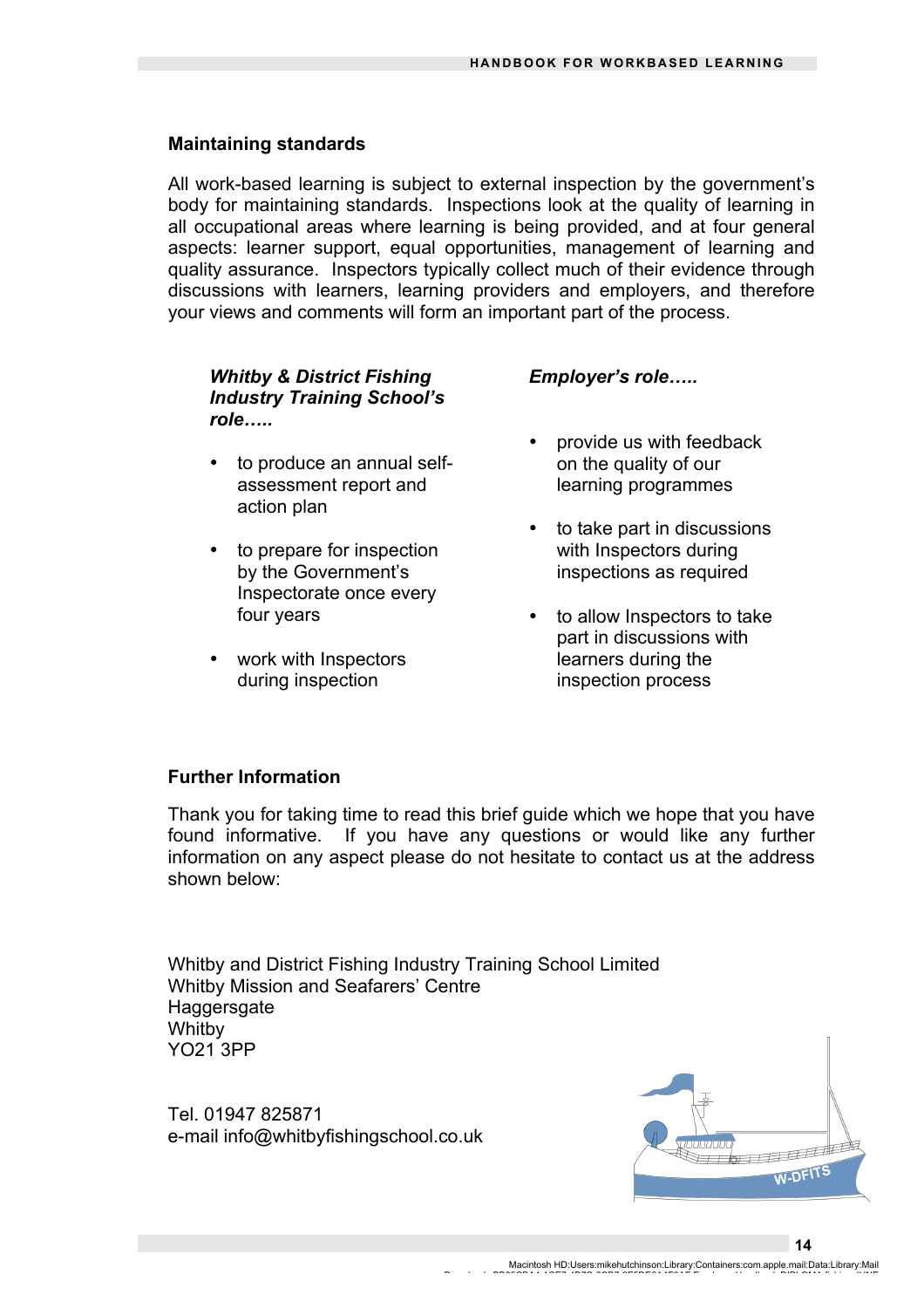## Maintaining standards

All work-based learning is subject to external inspection by the government's body for maintaining standards. Inspections look at the quality of learning in all occupational areas where learning is being provided, and at four general aspects: learner support, equal opportunities, management of learning and quality assurance. Inspectors typically collect much of their evidence through discussions with learners, learning providers and employers, and therefore your views and comments will form an important part of the process.

***Whitby & District Fishing Industry Training School's role…..***

- to produce an annual self-assessment report and action plan
- to prepare for inspection by the Government's Inspectorate once every four years
- work with Inspectors during inspection

***Employer's role…..***

- provide us with feedback on the quality of our learning programmes
- to take part in discussions with Inspectors during inspections as required
- to allow Inspectors to take part in discussions with learners during the inspection process

## Further Information

Thank you for taking time to read this brief guide which we hope that you have found informative. If you have any questions or would like any further information on any aspect please do not hesitate to contact us at the address shown below:

Whitby and District Fishing Industry Training School Limited
Whitby Mission and Seafarers' Centre
Haggersgate
Whitby
YO21 3PP

Tel. 01947 825871
e-mail info@whitbyfishingschool.co.uk